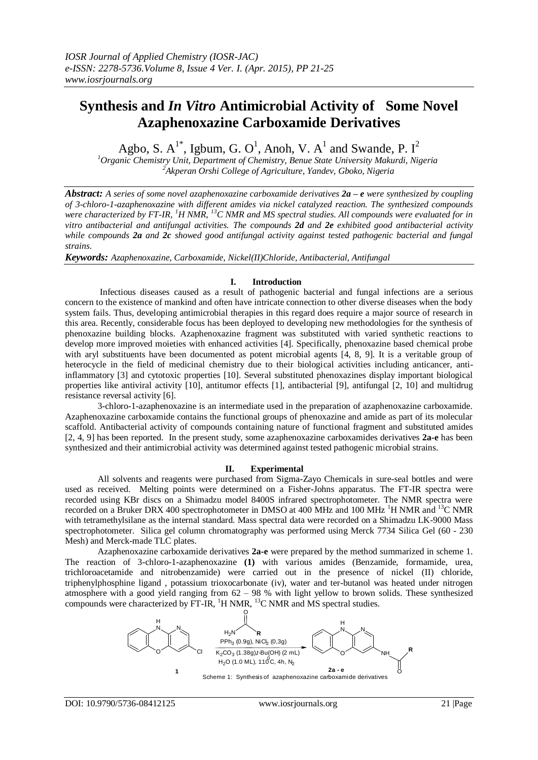# Synthesis and *In Vitro* Antimicrobial Activity of Some Novel Azaphenoxazine Carboxamide Derivatives

Agbo, S. A[1*], Igbum, G. O[1], Anoh, V. A[1] and Swande, P. I[2]

[1]*Organic Chemistry Unit, Department of Chemistry, Benue State University Makurdi, Nigeria*
[2]*Akperan Orshi College of Agriculture, Yandev, Gboko, Nigeria*

***Abstract:*** *A series of some novel azaphenoxazine carboxamide derivatives **2a – e** were synthesized by coupling of 3-chloro-1-azaphenoxazine with different amides via nickel catalyzed reaction. The synthesized compounds were characterized by FT-IR, $^{1}H$ NMR, $^{13}C$ NMR and MS spectral studies. All compounds were evaluated for in vitro antibacterial and antifungal activities. The compounds **2d** and **2e** exhibited good antibacterial activity while compounds **2a** and **2c** showed good antifungal activity against tested pathogenic bacterial and fungal strains.*

***Keywords:*** *Azaphenoxazine, Carboxamide, Nickel(II)Chloride, Antibacterial, Antifungal.*

## I. Introduction

Infectious diseases caused as a result of pathogenic bacterial and fungal infections are a serious concern to the existence of mankind and often have intricate connection to other diverse diseases when the body system fails. Thus, developing antimicrobial therapies in this regard does require a major source of research in this area. Recently, considerable focus has been deployed to developing new methodologies for the synthesis of phenoxazine building blocks. Azaphenoxazine fragment was substituted with varied synthetic reactions to develop more improved moieties with enhanced activities [4]. Specifically, phenoxazine based chemical probe with aryl substituents have been documented as potent microbial agents [4, 8, 9]. It is a veritable group of heterocycle in the field of medicinal chemistry due to their biological activities including anticancer, anti-inflammatory [3] and cytotoxic properties [10]. Several substituted phenoxazines display important biological properties like antiviral activity [10], antitumor effects [1], antibacterial [9], antifungal [2, 10] and multidrug resistance reversal activity [6].

3-chloro-1-azaphenoxazine is an intermediate used in the preparation of azaphenoxazine carboxamide. Azaphenoxazine carboxamide contains the functional groups of phenoxazine and amide as part of its molecular scaffold. Antibacterial activity of compounds containing nature of functional fragment and substituted amides [2, 4, 9] has been reported. In the present study, some azaphenoxazine carboxamides derivatives **2a-e** has been synthesized and their antimicrobial activity was determined against tested pathogenic microbial strains.

## II. Experimental

All solvents and reagents were purchased from Sigma-Zayo Chemicals in sure-seal bottles and were used as received. Melting points were determined on a Fisher-Johns apparatus. The FT-IR spectra were recorded using KBr discs on a Shimadzu model 8400S infrared spectrophotometer. The NMR spectra were recorded on a Bruker DRX 400 spectrophotometer in DMSO at 400 MHz and 100 MHz $^{1}H$ NMR and $^{13}C$ NMR with tetramethylsilane as the internal standard. Mass spectral data were recorded on a Shimadzu LK-9000 Mass spectrophotometer. Silica gel column chromatography was performed using Merck 7734 Silica Gel (60 - 230 Mesh) and Merck-made TLC plates.

Azaphenoxazine carboxamide derivatives **2a-e** were prepared by the method summarized in scheme 1. The reaction of 3-chloro-1-azaphenoxazine **(1)** with various amides (Benzamide, formamide, urea, trichloroacetamide and nitrobenzamide) were carried out in the presence of nickel (II) chloride, triphenylphosphine ligand , potassium trioxocarbonate (iv), water and ter-butanol was heated under nitrogen atmosphere with a good yield ranging from 62 – 98 % with light yellow to brown solids. These synthesized compounds were characterized by FT-IR, $^{1}H$ NMR, $^{13}C$ NMR and MS spectral studies.

1

$H_2N$–C(=O)–R
$PPh_3$ (0.9g), $NiCl_2$ (0,3g)
$K_2CO_3$ (1.38g),*t*-Bu(OH) (2 mL)
$H_2O$ (1.0 ML), 110$^{0}$C, 4h, $N_2$

2a - e

Scheme 1: Synthesis of azaphenoxazine carboxamide derivatives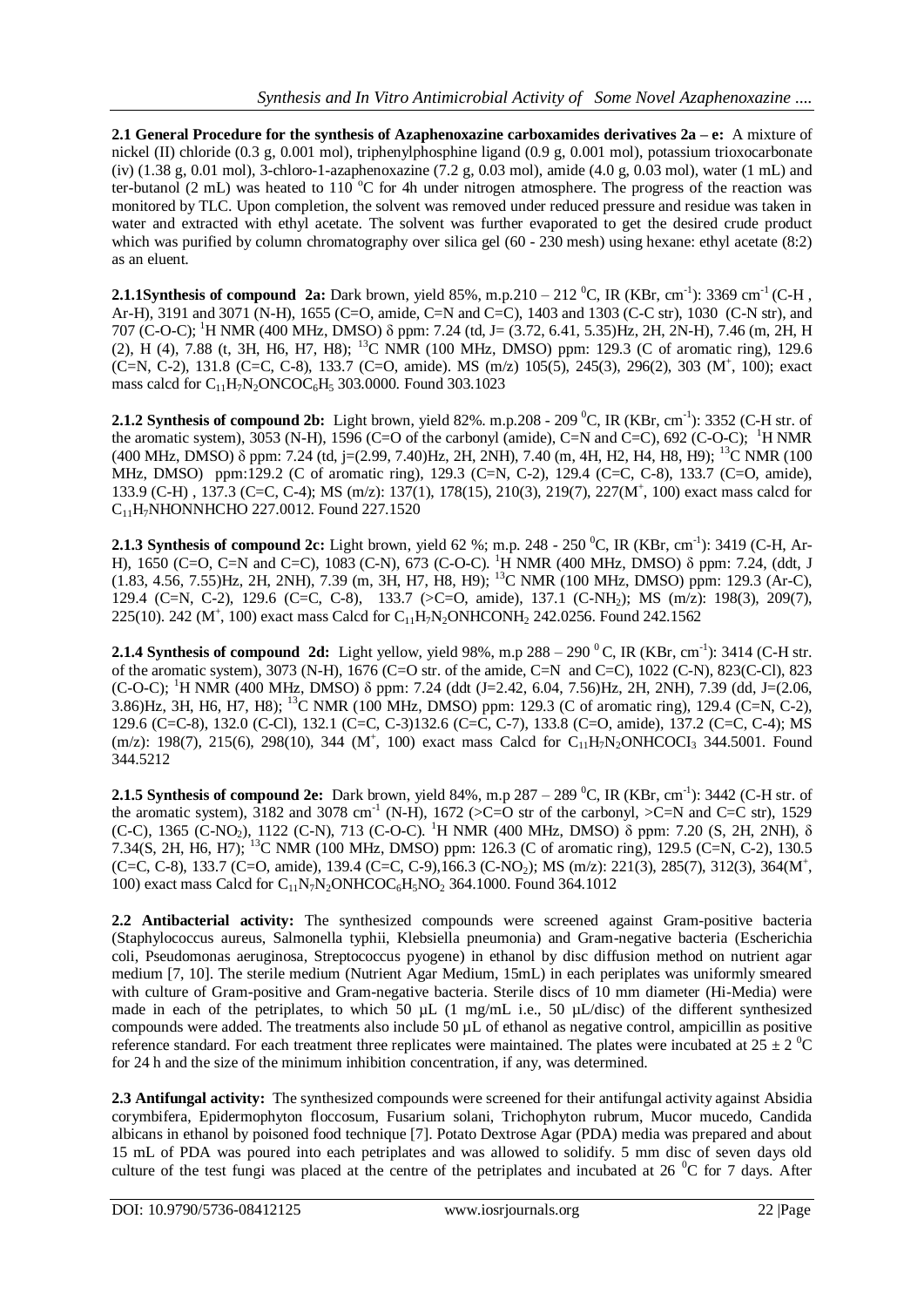**2.1 General Procedure for the synthesis of Azaphenoxazine carboxamides derivatives 2a – e:** A mixture of nickel (II) chloride (0.3 g, 0.001 mol), triphenylphosphine ligand (0.9 g, 0.001 mol), potassium trioxocarbonate (iv) (1.38 g, 0.01 mol), 3-chloro-1-azaphenoxazine (7.2 g, 0.03 mol), amide (4.0 g, 0.03 mol), water (1 mL) and ter-butanol (2 mL) was heated to 110 °C for 4h under nitrogen atmosphere. The progress of the reaction was monitored by TLC. Upon completion, the solvent was removed under reduced pressure and residue was taken in water and extracted with ethyl acetate. The solvent was further evaporated to get the desired crude product which was purified by column chromatography over silica gel (60 - 230 mesh) using hexane: ethyl acetate (8:2) as an eluent.

**2.1.1Synthesis of compound 2a:** Dark brown, yield 85%, m.p.210 – 212 $^0$C, IR (KBr, cm$^{-1}$): 3369 cm$^{-1}$ (C-H , Ar-H), 3191 and 3071 (N-H), 1655 (C=O, amide, C=N and C=C), 1403 and 1303 (C-C str), 1030 (C-N str), and 707 (C-O-C); $^1$H NMR (400 MHz, DMSO) δ ppm: 7.24 (td, J= (3.72, 6.41, 5.35)Hz, 2H, 2N-H), 7.46 (m, 2H, H (2), H (4), 7.88 (t, 3H, H6, H7, H8); $^{13}$C NMR (100 MHz, DMSO) ppm: 129.3 (C of aromatic ring), 129.6 (C=N, C-2), 131.8 (C=C, C-8), 133.7 (C=O, amide). MS (m/z) 105(5), 245(3), 296(2), 303 (M$^+$, 100); exact mass calcd for $C_{11}H_7N_2ONCOC_6H_5$ 303.0000. Found 303.1023

**2.1.2 Synthesis of compound 2b:** Light brown, yield 82%. m.p.208 - 209 $^0$C, IR (KBr, cm$^{-1}$): 3352 (C-H str. of the aromatic system), 3053 (N-H), 1596 (C=O of the carbonyl (amide), C=N and C=C), 692 (C-O-C); $^1$H NMR (400 MHz, DMSO) δ ppm: 7.24 (td, j=(2.99, 7.40)Hz, 2H, 2NH), 7.40 (m, 4H, H2, H4, H8, H9); $^{13}$C NMR (100 MHz, DMSO) ppm:129.2 (C of aromatic ring), 129.3 (C=N, C-2), 129.4 (C=C, C-8), 133.7 (C=O, amide), 133.9 (C-H) , 137.3 (C=C, C-4); MS (m/z): 137(1), 178(15), 210(3), 219(7), 227(M$^+$, 100) exact mass calcd for $C_{11}H_7NHONNHCHO$ 227.0012. Found 227.1520

**2.1.3 Synthesis of compound 2c:** Light brown, yield 62 %; m.p. 248 - 250 $^0$C, IR (KBr, cm$^{-1}$): 3419 (C-H, Ar-H), 1650 (C=O, C=N and C=C), 1083 (C-N), 673 (C-O-C). $^1$H NMR (400 MHz, DMSO) δ ppm: 7.24, (ddt, J (1.83, 4.56, 7.55)Hz, 2H, 2NH), 7.39 (m, 3H, H7, H8, H9); $^{13}$C NMR (100 MHz, DMSO) ppm: 129.3 (Ar-C), 129.4 (C=N, C-2), 129.6 (C=C, C-8), 133.7 (>C=O, amide), 137.1 (C-NH$_2$); MS (m/z): 198(3), 209(7), 225(10). 242 (M$^+$, 100) exact mass Calcd for $C_{11}H_7N_2ONHCONH_2$ 242.0256. Found 242.1562

**2.1.4 Synthesis of compound 2d:** Light yellow, yield 98%, m.p 288 – 290 $^0$C, IR (KBr, cm$^{-1}$): 3414 (C-H str. of the aromatic system), 3073 (N-H), 1676 (C=O str. of the amide, C=N and C=C), 1022 (C-N), 823(C-Cl), 823 (C-O-C); $^1$H NMR (400 MHz, DMSO) δ ppm: 7.24 (ddt (J=2.42, 6.04, 7.56)Hz, 2H, 2NH), 7.39 (dd, J=(2.06, 3.86)Hz, 3H, H6, H7, H8); $^{13}$C NMR (100 MHz, DMSO) ppm: 129.3 (C of aromatic ring), 129.4 (C=N, C-2), 129.6 (C=C-8), 132.0 (C-Cl), 132.1 (C=C, C-3)132.6 (C=C, C-7), 133.8 (C=O, amide), 137.2 (C=C, C-4); MS (m/z): 198(7), 215(6), 298(10), 344 (M$^+$, 100) exact mass Calcd for $C_{11}H_7N_2ONHCOCI_3$ 344.5001. Found 344.5212

**2.1.5 Synthesis of compound 2e:** Dark brown, yield 84%, m.p 287 – 289 $^0$C, IR (KBr, cm$^{-1}$): 3442 (C-H str. of the aromatic system), 3182 and 3078 cm$^{-1}$ (N-H), 1672 (>C=O str of the carbonyl, >C=N and C=C str), 1529 (C-C), 1365 (C-NO$_2$), 1122 (C-N), 713 (C-O-C). $^1$H NMR (400 MHz, DMSO) δ ppm: 7.20 (S, 2H, 2NH), δ 7.34(S, 2H, H6, H7); $^{13}$C NMR (100 MHz, DMSO) ppm: 126.3 (C of aromatic ring), 129.5 (C=N, C-2), 130.5 (C=C, C-8), 133.7 (C=O, amide), 139.4 (C=C, C-9),166.3 (C-NO$_2$); MS (m/z): 221(3), 285(7), 312(3), 364(M$^+$, 100) exact mass Calcd for $C_{11}N_7N_2ONHCOC_6H_5NO_2$ 364.1000. Found 364.1012

**2.2 Antibacterial activity:** The synthesized compounds were screened against Gram-positive bacteria (Staphylococcus aureus, Salmonella typhii, Klebsiella pneumonia) and Gram-negative bacteria (Escherichia coli, Pseudomonas aeruginosa, Streptococcus pyogene) in ethanol by disc diffusion method on nutrient agar medium [7, 10]. The sterile medium (Nutrient Agar Medium, 15mL) in each periplates was uniformly smeared with culture of Gram-positive and Gram-negative bacteria. Sterile discs of 10 mm diameter (Hi-Media) were made in each of the petriplates, to which 50 µL (1 mg/mL i.e., 50 µL/disc) of the different synthesized compounds were added. The treatments also include 50 µL of ethanol as negative control, ampicillin as positive reference standard. For each treatment three replicates were maintained. The plates were incubated at 25 ± 2 $^0$C for 24 h and the size of the minimum inhibition concentration, if any, was determined.

**2.3 Antifungal activity:** The synthesized compounds were screened for their antifungal activity against Absidia corymbifera, Epidermophyton floccosum, Fusarium solani, Trichophyton rubrum, Mucor mucedo, Candida albicans in ethanol by poisoned food technique [7]. Potato Dextrose Agar (PDA) media was prepared and about 15 mL of PDA was poured into each petriplates and was allowed to solidify. 5 mm disc of seven days old culture of the test fungi was placed at the centre of the petriplates and incubated at 26 $^0$C for 7 days. After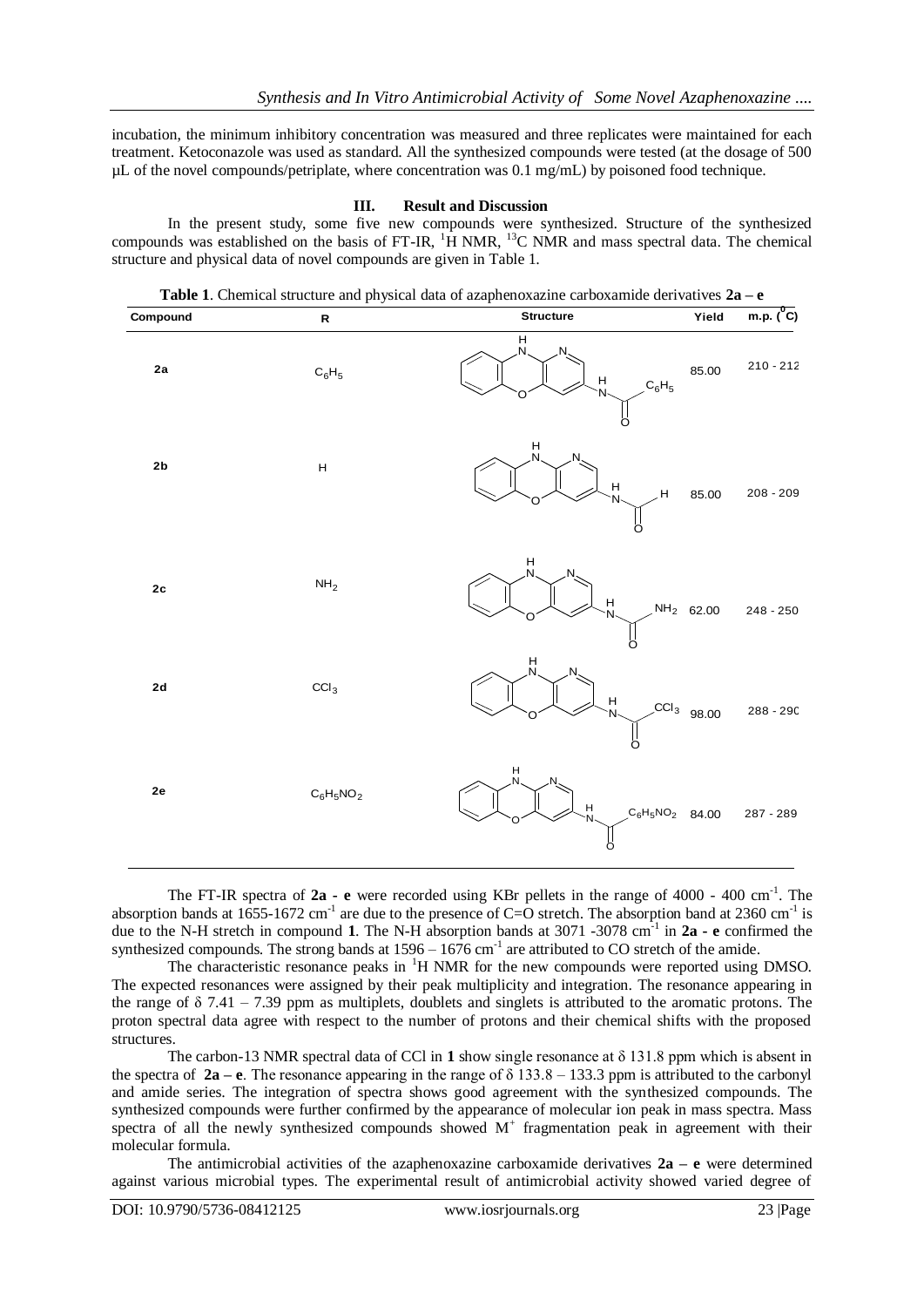incubation, the minimum inhibitory concentration was measured and three replicates were maintained for each treatment. Ketoconazole was used as standard. All the synthesized compounds were tested (at the dosage of 500 µL of the novel compounds/petriplate, where concentration was 0.1 mg/mL) by poisoned food technique.

## III. Result and Discussion

In the present study, some five new compounds were synthesized. Structure of the synthesized compounds was established on the basis of FT-IR, $^{1}H$ NMR, $^{13}C$ NMR and mass spectral data. The chemical structure and physical data of novel compounds are given in Table 1.

**Table 1**. Chemical structure and physical data of azaphenoxazine carboxamide derivatives **2a – e**

| Compound | R | Structure | Yield | m.p. ($^{0}C$) |
|---|---|---|---|---|
| 2a | $C_6H_5$ | | 85.00 | 210 - 212 |
| 2b | H | | 85.00 | 208 - 209 |
| 2c | $NH_2$ | | 62.00 | 248 - 250 |
| 2d | $CCl_3$ | | 98.00 | 288 - 290 |
| 2e | $C_6H_5NO_2$ | | 84.00 | 287 - 289 |

The FT-IR spectra of **2a - e** were recorded using KBr pellets in the range of 4000 - 400 $cm^{-1}$. The absorption bands at 1655-1672 $cm^{-1}$ are due to the presence of C=O stretch. The absorption band at 2360 $cm^{-1}$ is due to the N-H stretch in compound **1**. The N-H absorption bands at 3071 -3078 $cm^{-1}$ in **2a - e** confirmed the synthesized compounds. The strong bands at 1596 – 1676 $cm^{-1}$ are attributed to CO stretch of the amide.

The characteristic resonance peaks in $^{1}H$ NMR for the new compounds were reported using DMSO. The expected resonances were assigned by their peak multiplicity and integration. The resonance appearing in the range of δ 7.41 – 7.39 ppm as multiplets, doublets and singlets is attributed to the aromatic protons. The proton spectral data agree with respect to the number of protons and their chemical shifts with the proposed structures.

The carbon-13 NMR spectral data of CCl in **1** show single resonance at δ 131.8 ppm which is absent in the spectra of **2a – e**. The resonance appearing in the range of δ 133.8 – 133.3 ppm is attributed to the carbonyl and amide series. The integration of spectra shows good agreement with the synthesized compounds. The synthesized compounds were further confirmed by the appearance of molecular ion peak in mass spectra. Mass spectra of all the newly synthesized compounds showed $M^{+}$ fragmentation peak in agreement with their molecular formula.

The antimicrobial activities of the azaphenoxazine carboxamide derivatives **2a – e** were determined against various microbial types. The experimental result of antimicrobial activity showed varied degree of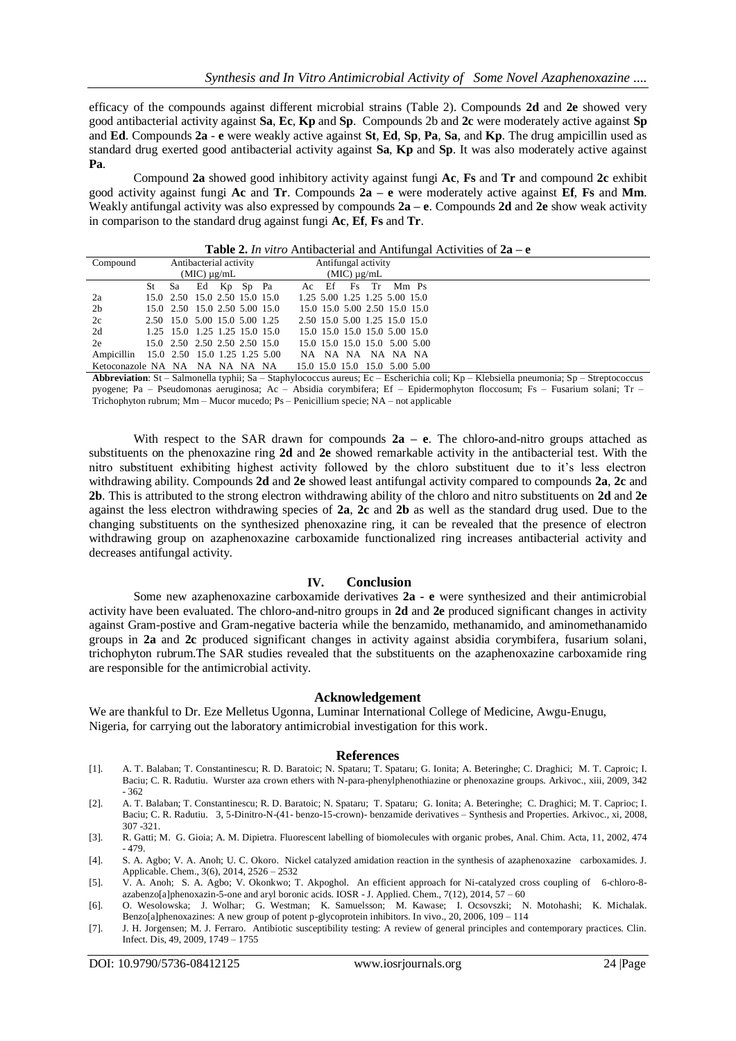efficacy of the compounds against different microbial strains (Table 2). Compounds **2d** and **2e** showed very good antibacterial activity against **Sa**, **Ec**, **Kp** and **Sp**. Compounds 2b and **2c** were moderately active against **Sp** and **Ed**. Compounds **2a** - **e** were weakly active against **St**, **Ed**, **Sp**, **Pa**, **Sa**, and **Kp**. The drug ampicillin used as standard drug exerted good antibacterial activity against **Sa**, **Kp** and **Sp**. It was also moderately active against **Pa**.

Compound **2a** showed good inhibitory activity against fungi **Ac**, **Fs** and **Tr** and compound **2c** exhibit good activity against fungi **Ac** and **Tr**. Compounds **2a – e** were moderately active against **Ef**, **Fs** and **Mm**. Weakly antifungal activity was also expressed by compounds **2a – e**. Compounds **2d** and **2e** show weak activity in comparison to the standard drug against fungi **Ac**, **Ef**, **Fs** and **Tr**.

**Table 2.** *In vitro* Antibacterial and Antifungal Activities of **2a – e**

| Compound | Antibacterial activity (MIC) µg/mL | | | | | | Antifungal activity (MIC) µg/mL | | | | | |
|---|---|---|---|---|---|---|---|---|---|---|---|---|
| | St | Sa | Ed | Kp | Sp | Pa | Ac | Ef | Fs | Tr | Mm | Ps |
| 2a | 15.0 | 2.50 | 15.0 | 2.50 | 15.0 | 15.0 | 1.25 | 5.00 | 1.25 | 1.25 | 5.00 | 15.0 |
| 2b | 15.0 | 2.50 | 15.0 | 2.50 | 5.00 | 15.0 | 15.0 | 15.0 | 5.00 | 2.50 | 15.0 | 15.0 |
| 2c | 2.50 | 15.0 | 5.00 | 15.0 | 5.00 | 1.25 | 2.50 | 15.0 | 5.00 | 1.25 | 15.0 | 15.0 |
| 2d | 1.25 | 15.0 | 1.25 | 1.25 | 15.0 | 15.0 | 15.0 | 15.0 | 15.0 | 15.0 | 5.00 | 15.0 |
| 2e | 15.0 | 2.50 | 2.50 | 2.50 | 2.50 | 15.0 | 15.0 | 15.0 | 15.0 | 15.0 | 5.00 | 5.00 |
| Ampicillin | 15.0 | 2.50 | 15.0 | 1.25 | 1.25 | 5.00 | NA | NA | NA | NA | NA | NA |
| Ketoconazole | NA | NA | NA | NA | NA | NA | 15.0 | 15.0 | 15.0 | 15.0 | 5.00 | 5.00 |

**Abbreviation**: St – Salmonella typhii; Sa – Staphylococcus aureus; Ec – Escherichia coli; Kp – Klebsiella pneumonia; Sp – Streptococcus pyogene; Pa – Pseudomonas aeruginosa; Ac – Absidia corymbifera; Ef – Epidermophyton floccosum; Fs – Fusarium solani; Tr – Trichophyton rubrum; Mm – Mucor mucedo; Ps – Penicillium specie; NA – not applicable

With respect to the SAR drawn for compounds **2a – e**. The chloro-and-nitro groups attached as substituents on the phenoxazine ring **2d** and **2e** showed remarkable activity in the antibacterial test. With the nitro substituent exhibiting highest activity followed by the chloro substituent due to it's less electron withdrawing ability. Compounds **2d** and **2e** showed least antifungal activity compared to compounds **2a**, **2c** and **2b**. This is attributed to the strong electron withdrawing ability of the chloro and nitro substituents on **2d** and **2e** against the less electron withdrawing species of **2a**, **2c** and **2b** as well as the standard drug used. Due to the changing substituents on the synthesized phenoxazine ring, it can be revealed that the presence of electron withdrawing group on azaphenoxazine carboxamide functionalized ring increases antibacterial activity and decreases antifungal activity.

## IV. Conclusion

Some new azaphenoxazine carboxamide derivatives **2a - e** were synthesized and their antimicrobial activity have been evaluated. The chloro-and-nitro groups in **2d** and **2e** produced significant changes in activity against Gram-postive and Gram-negative bacteria while the benzamido, methanamido, and aminomethanamido groups in **2a** and **2c** produced significant changes in activity against absidia corymbifera, fusarium solani, trichophyton rubrum.The SAR studies revealed that the substituents on the azaphenoxazine carboxamide ring are responsible for the antimicrobial activity.

## Acknowledgement

We are thankful to Dr. Eze Melletus Ugonna, Luminar International College of Medicine, Awgu-Enugu, Nigeria, for carrying out the laboratory antimicrobial investigation for this work.

## References

[1]. A. T. Balaban; T. Constantinescu; R. D. Baratoic; N. Spataru; T. Spataru; G. Ionita; A. Beteringhe; C. Draghici; M. T. Caproic; I. Baciu; C. R. Radutiu. Wurster aza crown ethers with N-para-phenylphenothiazine or phenoxazine groups. Arkivoc., xiii, 2009, 342 - 362

[2]. A. T. Balaban; T. Constantinescu; R. D. Baratoic; N. Spataru; T. Spataru; G. Ionita; A. Beteringhe; C. Draghici; M. T. Caprioc; I. Baciu; C. R. Radutiu. 3, 5-Dinitro-N-(41- benzo-15-crown)- benzamide derivatives – Synthesis and Properties. Arkivoc., xi, 2008, 307 -321.

[3]. R. Gatti; M. G. Gioia; A. M. Dipietra. Fluorescent labelling of biomolecules with organic probes, Anal. Chim. Acta, 11, 2002, 474 - 479.

[4]. S. A. Agbo; V. A. Anoh; U. C. Okoro. Nickel catalyzed amidation reaction in the synthesis of azaphenoxazine carboxamides. J. Applicable. Chem., 3(6), 2014, 2526 – 2532

[5]. V. A. Anoh; S. A. Agbo; V. Okonkwo; T. Akpoghol. An efficient approach for Ni-catalyzed cross coupling of 6-chloro-8-azabenzo[a]phenoxazin-5-one and aryl boronic acids. IOSR - J. Applied. Chem., 7(12), 2014, 57 – 60

[6]. O. Wesolowska; J. Wolhar; G. Westman; K. Samuelsson; M. Kawase; I. Ocsovszki; N. Motohashi; K. Michalak. Benzo[a]phenoxazines: A new group of potent p-glycoprotein inhibitors. In vivo., 20, 2006, 109 – 114

[7]. J. H. Jorgensen; M. J. Ferraro. Antibiotic susceptibility testing: A review of general principles and contemporary practices. Clin. Infect. Dis, 49, 2009, 1749 – 1755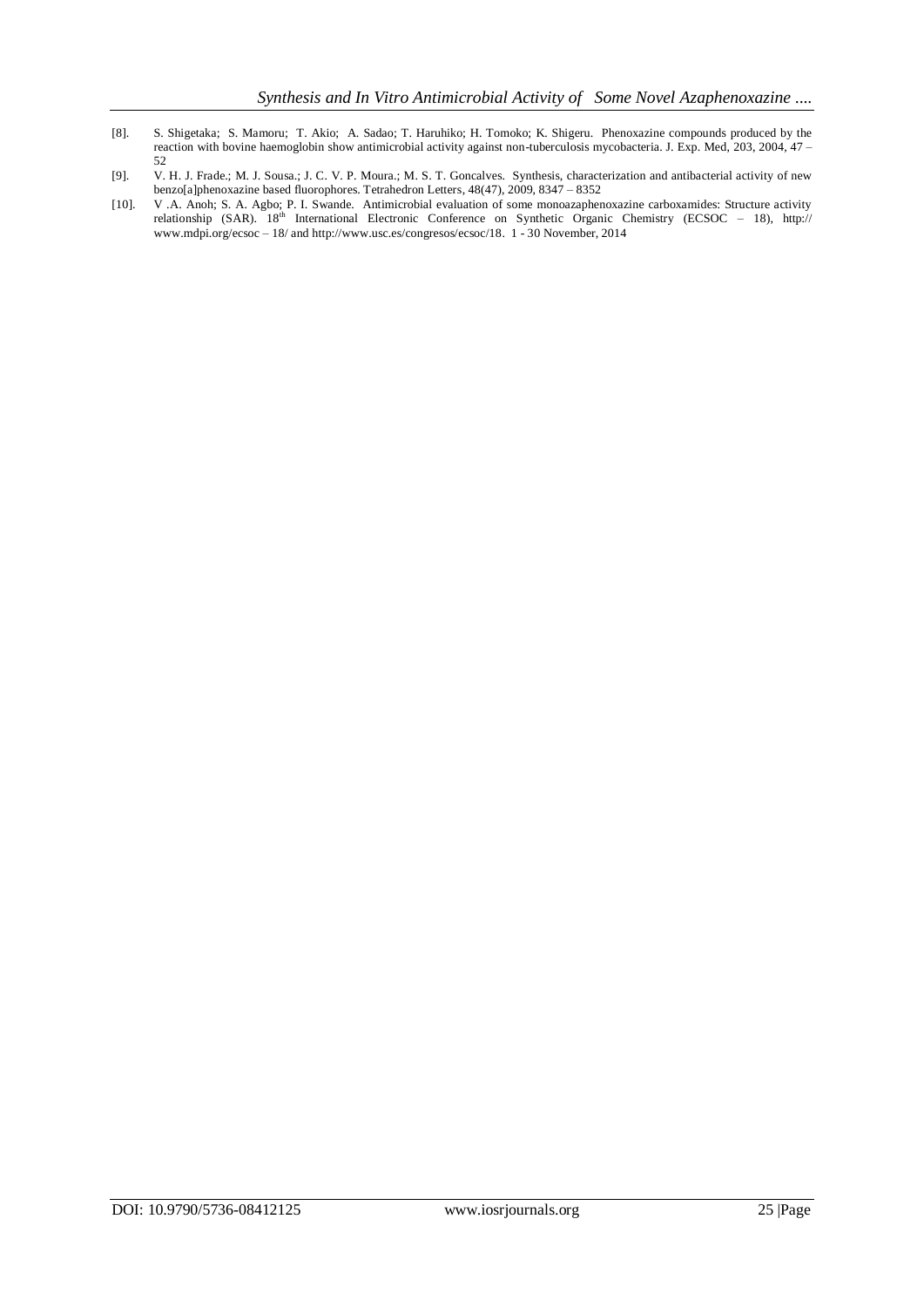[8]. S. Shigetaka; S. Mamoru; T. Akio; A. Sadao; T. Haruhiko; H. Tomoko; K. Shigeru. Phenoxazine compounds produced by the reaction with bovine haemoglobin show antimicrobial activity against non-tuberculosis mycobacteria. J. Exp. Med, 203, 2004, 47 – 52

[9]. V. H. J. Frade.; M. J. Sousa.; J. C. V. P. Moura.; M. S. T. Goncalves. Synthesis, characterization and antibacterial activity of new benzo[a]phenoxazine based fluorophores. Tetrahedron Letters, 48(47), 2009, 8347 – 8352

[10]. V .A. Anoh; S. A. Agbo; P. I. Swande. Antimicrobial evaluation of some monoazaphenoxazine carboxamides: Structure activity relationship (SAR). 18th International Electronic Conference on Synthetic Organic Chemistry (ECSOC – 18), http:// www.mdpi.org/ecsoc – 18/ and http://www.usc.es/congresos/ecsoc/18. 1 - 30 November, 2014